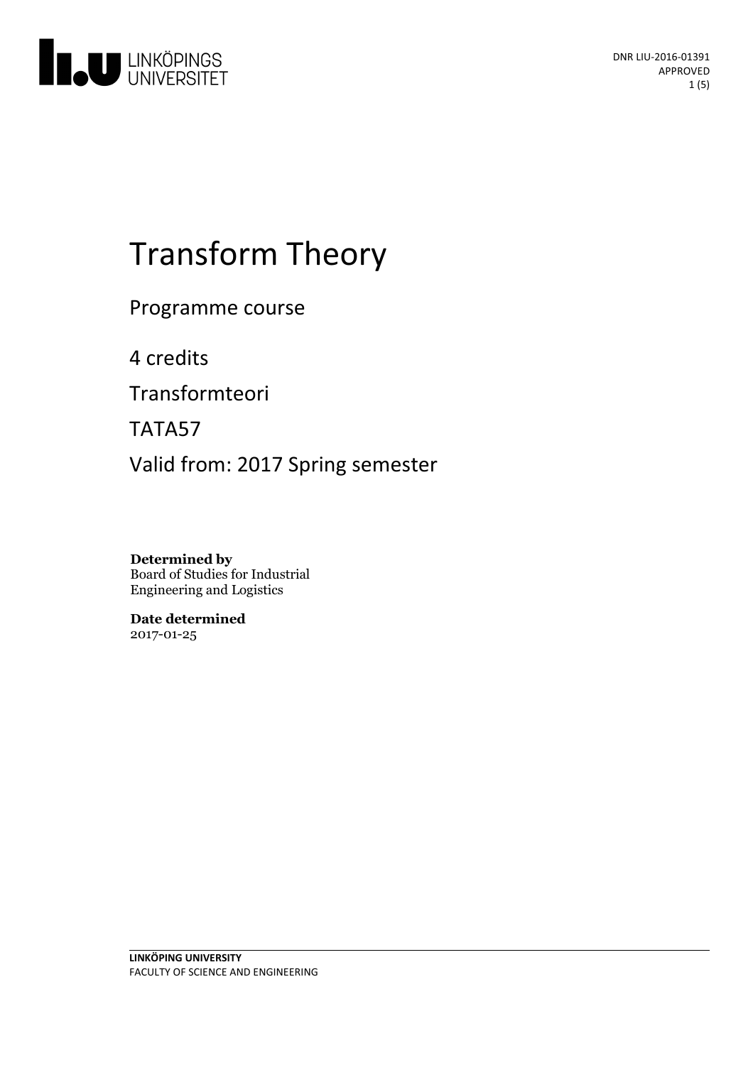DNR LIU-2016-01391
APPROVED

# Transform Theory

Programme course

4 credits

Transformteori

TATA57

Valid from: 2017 Spring semester

**Determined by**
Board of Studies for Industrial Engineering and Logistics

**Date determined**
2017-01-25

**LINKÖPING UNIVERSITY**
FACULTY OF SCIENCE AND ENGINEERING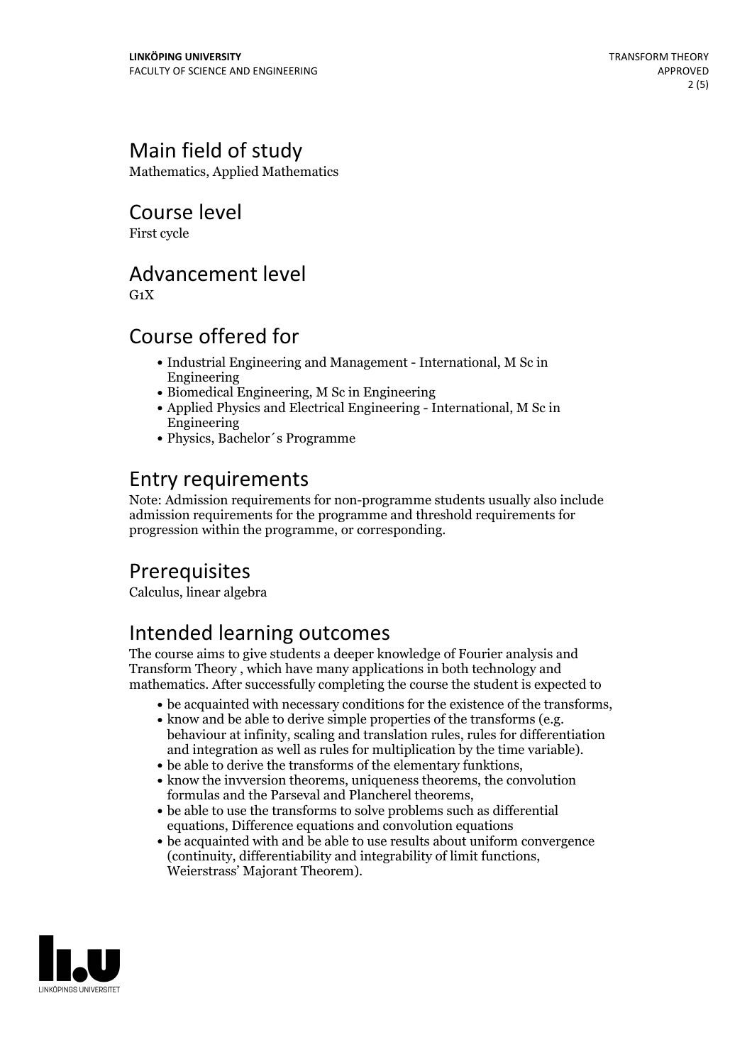# Main field of study

Mathematics, Applied Mathematics

# Course level

First cycle

# Advancement level

G1X

# Course offered for

- Industrial Engineering and Management - International, M Sc in Engineering
- Biomedical Engineering, M Sc in Engineering
- Applied Physics and Electrical Engineering - International, M Sc in Engineering
- Physics, Bachelor´s Programme

# Entry requirements

Note: Admission requirements for non-programme students usually also include admission requirements for the programme and threshold requirements for progression within the programme, or corresponding.

# Prerequisites

Calculus, linear algebra

# Intended learning outcomes

The course aims to give students a deeper knowledge of Fourier analysis and Transform Theory , which have many applications in both technology and mathematics. After successfully completing the course the student is expected to

- be acquainted with necessary conditions for the existence of the transforms,
- know and be able to derive simple properties of the transforms (e.g. behaviour at infinity, scaling and translation rules, rules for differentiation and integration as well as rules for multiplication by the time variable).
- be able to derive the transforms of the elementary funktions,
- know the invversion theorems, uniqueness theorems, the convolution formulas and the Parseval and Plancherel theorems,
- be able to use the transforms to solve problems such as differential equations, Difference equations and convolution equations
- be acquainted with and be able to use results about uniform convergence (continuity, differentiability and integrability of limit functions, Weierstrass' Majorant Theorem).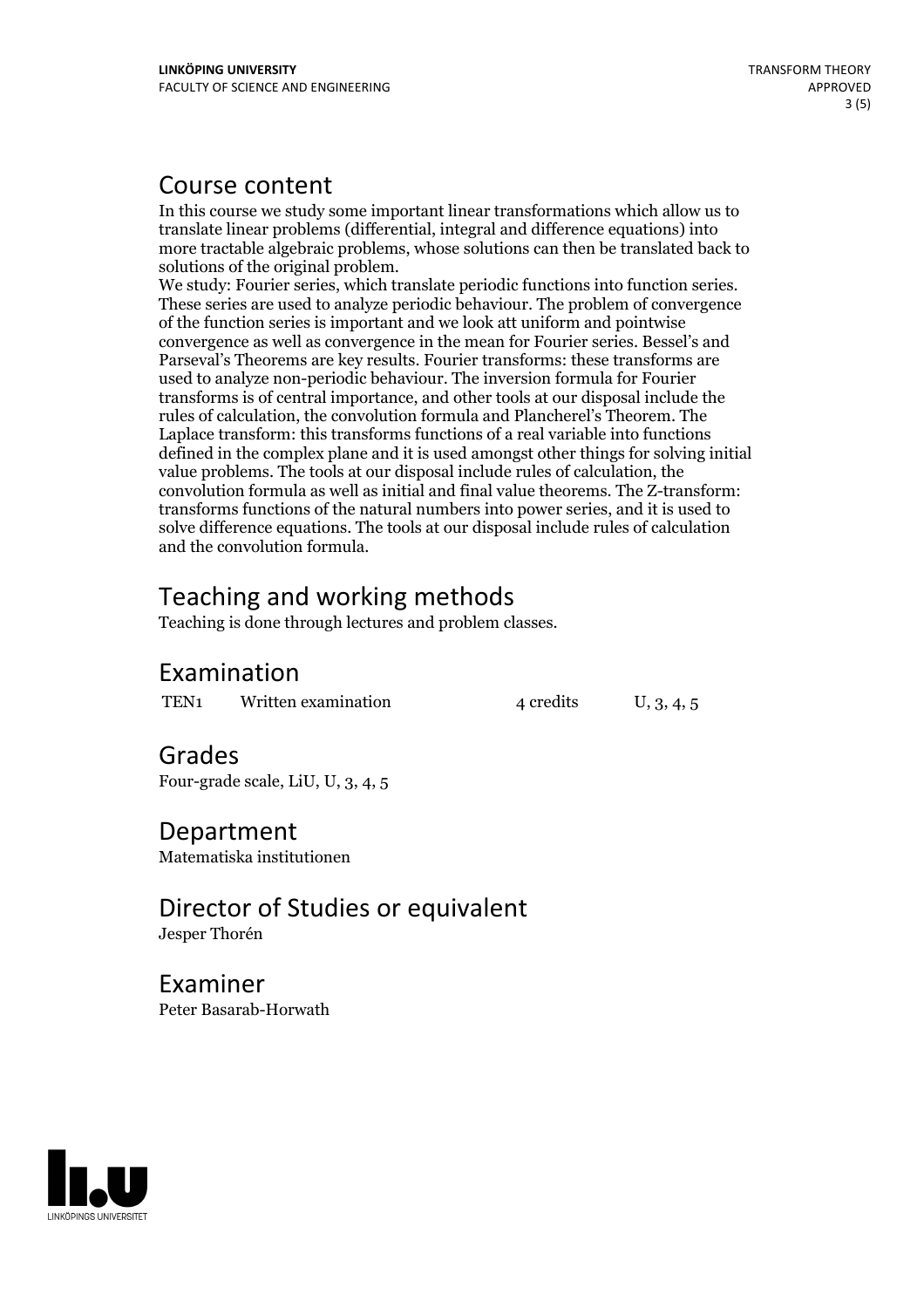## Course content

In this course we study some important linear transformations which allow us to translate linear problems (differential, integral and difference equations) into more tractable algebraic problems, whose solutions can then be translated back to solutions of the original problem.
We study: Fourier series, which translate periodic functions into function series. These series are used to analyze periodic behaviour. The problem of convergence of the function series is important and we look att uniform and pointwise convergence as well as convergence in the mean for Fourier series. Bessel's and Parseval's Theorems are key results. Fourier transforms: these transforms are used to analyze non-periodic behaviour. The inversion formula for Fourier transforms is of central importance, and other tools at our disposal include the rules of calculation, the convolution formula and Plancherel's Theorem. The Laplace transform: this transforms functions of a real variable into functions defined in the complex plane and it is used amongst other things for solving initial value problems. The tools at our disposal include rules of calculation, the convolution formula as well as initial and final value theorems. The Z-transform: transforms functions of the natural numbers into power series, and it is used to solve difference equations. The tools at our disposal include rules of calculation and the convolution formula.

## Teaching and working methods

Teaching is done through lectures and problem classes.

## Examination

| | | | |
|---|---|---|---|
| TEN1 | Written examination | 4 credits | U, 3, 4, 5 |

## Grades

Four-grade scale, LiU, U, 3, 4, 5

## Department

Matematiska institutionen

## Director of Studies or equivalent

Jesper Thorén

## Examiner

Peter Basarab-Horwath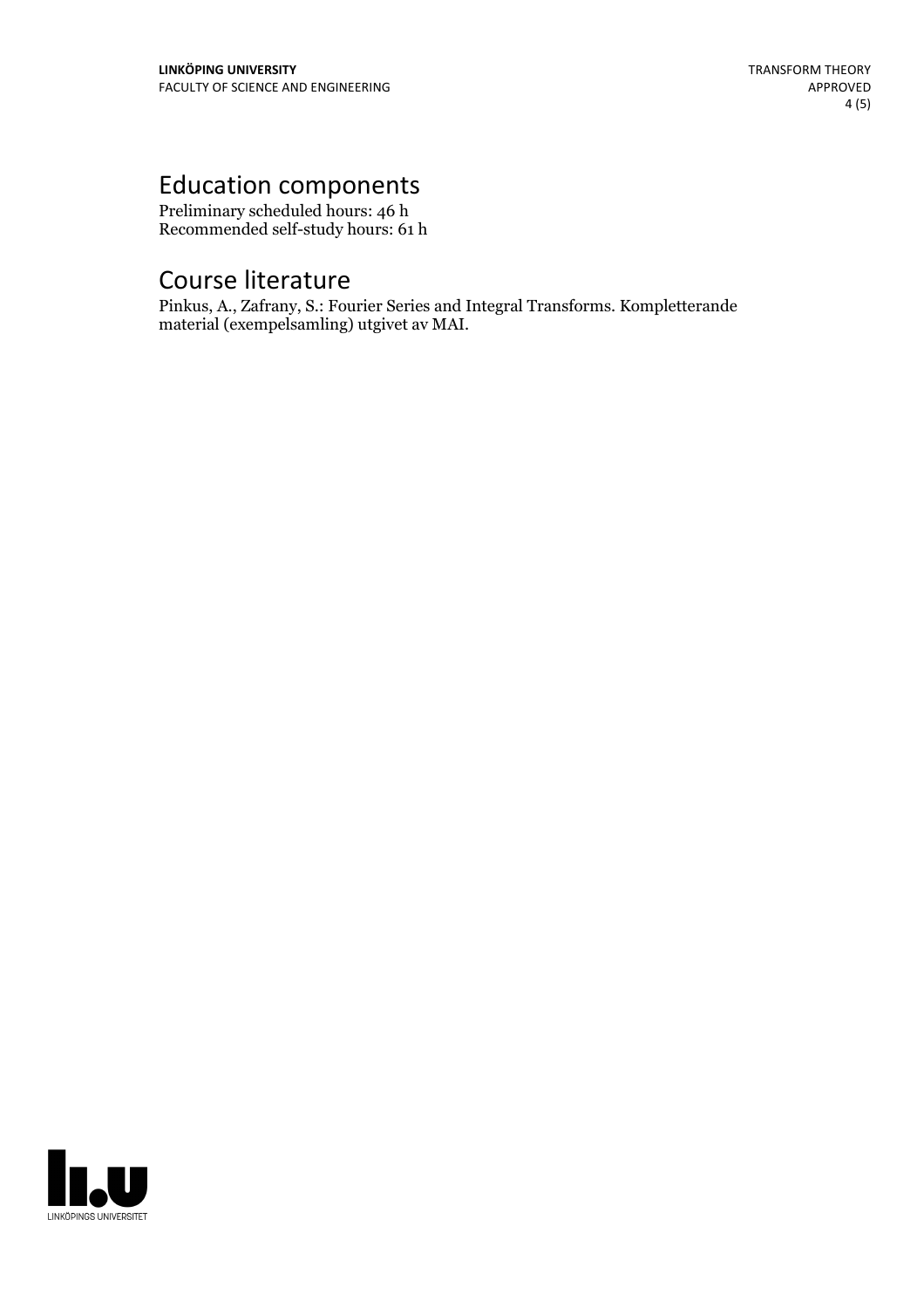# Education components

Preliminary scheduled hours: 46 h
Recommended self-study hours: 61 h

# Course literature

Pinkus, A., Zafrany, S.: Fourier Series and Integral Transforms. Kompletterande material (exempelsamling) utgivet av MAI.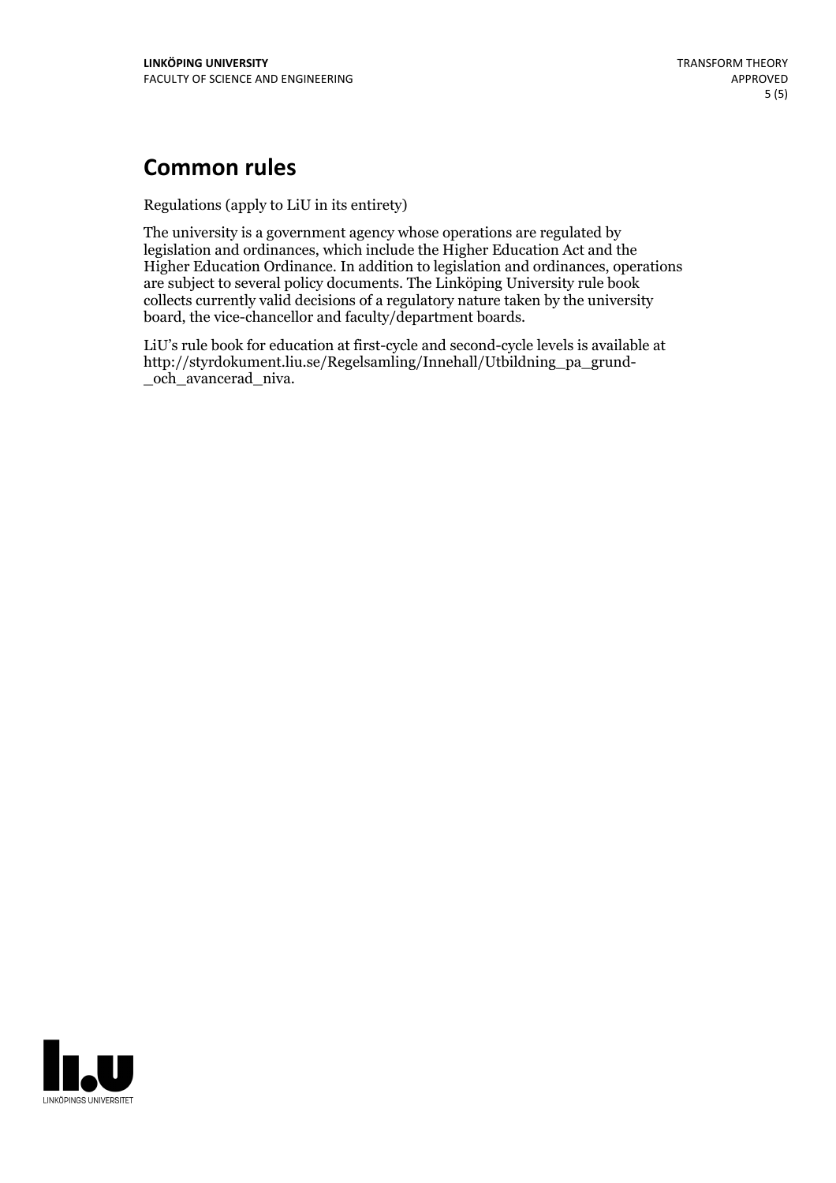## Common rules

Regulations (apply to LiU in its entirety)

The university is a government agency whose operations are regulated by legislation and ordinances, which include the Higher Education Act and the Higher Education Ordinance. In addition to legislation and ordinances, operations are subject to several policy documents. The Linköping University rule book collects currently valid decisions of a regulatory nature taken by the university board, the vice-chancellor and faculty/department boards.

LiU's rule book for education at first-cycle and second-cycle levels is available at http://styrdokument.liu.se/Regelsamling/Innehall/Utbildning_pa_grund-_och_avancerad_niva.